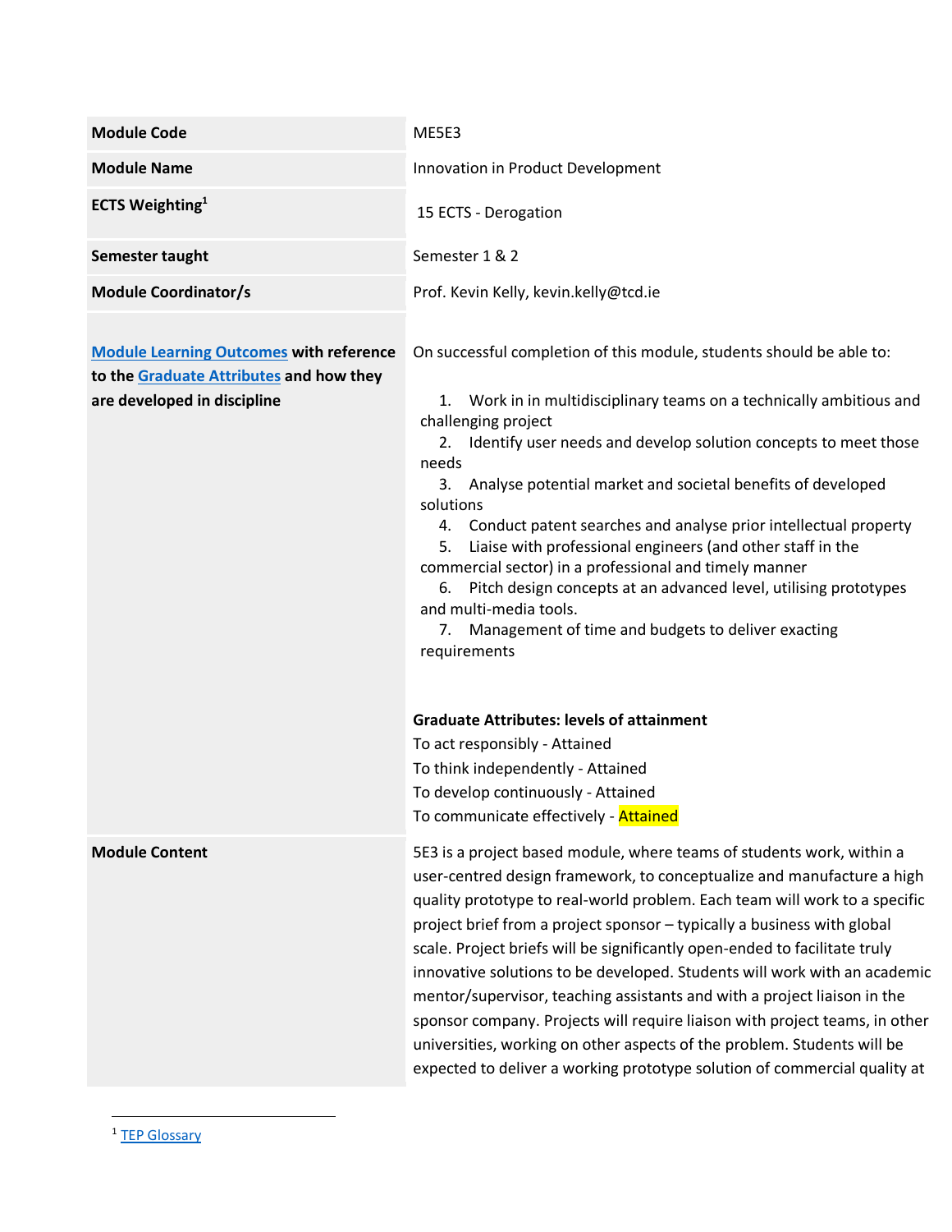| Module Code | ME5E3 |
|---|---|
| Module Name | Innovation in Product Development |
| ECTS Weighting[1] | 15 ECTS - Derogation |
| Semester taught | Semester 1 & 2 |
| Module Coordinator/s | Prof. Kevin Kelly, kevin.kelly@tcd.ie |
| Module Learning Outcomes with reference to the Graduate Attributes and how they are developed in discipline | On successful completion of this module, students should be able to:<br><br>1. Work in in multidisciplinary teams on a technically ambitious and challenging project<br>2. Identify user needs and develop solution concepts to meet those needs<br>3. Analyse potential market and societal benefits of developed solutions<br>4. Conduct patent searches and analyse prior intellectual property<br>5. Liaise with professional engineers (and other staff in the commercial sector) in a professional and timely manner<br>6. Pitch design concepts at an advanced level, utilising prototypes and multi-media tools.<br>7. Management of time and budgets to deliver exacting requirements<br><br>**Graduate Attributes: levels of attainment**<br>To act responsibly - Attained<br>To think independently - Attained<br>To develop continuously - Attained<br>To communicate effectively - Attained |
| Module Content | 5E3 is a project based module, where teams of students work, within a user-centred design framework, to conceptualize and manufacture a high quality prototype to real-world problem. Each team will work to a specific project brief from a project sponsor – typically a business with global scale. Project briefs will be significantly open-ended to facilitate truly innovative solutions to be developed. Students will work with an academic mentor/supervisor, teaching assistants and with a project liaison in the sponsor company. Projects will require liaison with project teams, in other universities, working on other aspects of the problem. Students will be expected to deliver a working prototype solution of commercial quality at |

[1] TEP Glossary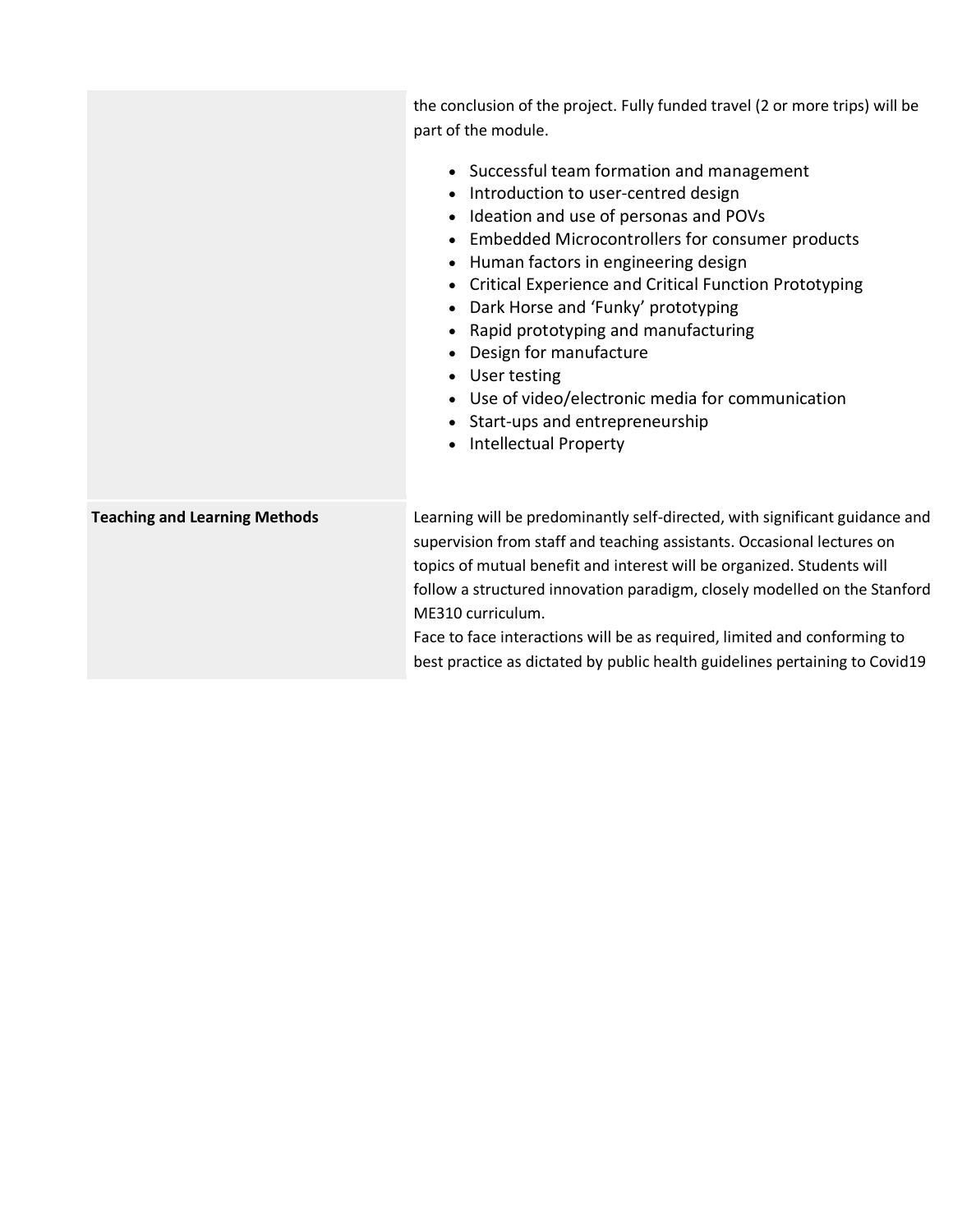| | |
|---|---|
| | the conclusion of the project. Fully funded travel (2 or more trips) will be part of the module.<br><br>• Successful team formation and management<br>• Introduction to user-centred design<br>• Ideation and use of personas and POVs<br>• Embedded Microcontrollers for consumer products<br>• Human factors in engineering design<br>• Critical Experience and Critical Function Prototyping<br>• Dark Horse and 'Funky' prototyping<br>• Rapid prototyping and manufacturing<br>• Design for manufacture<br>• User testing<br>• Use of video/electronic media for communication<br>• Start-ups and entrepreneurship<br>• Intellectual Property |
| **Teaching and Learning Methods** | Learning will be predominantly self-directed, with significant guidance and supervision from staff and teaching assistants. Occasional lectures on topics of mutual benefit and interest will be organized. Students will follow a structured innovation paradigm, closely modelled on the Stanford ME310 curriculum.<br>Face to face interactions will be as required, limited and conforming to best practice as dictated by public health guidelines pertaining to Covid19 |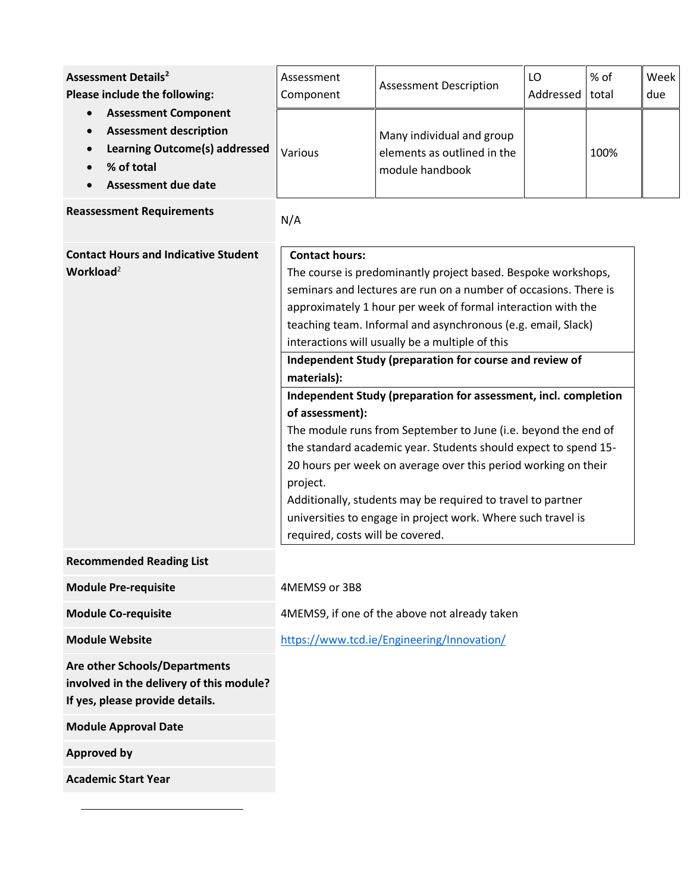| | | | | | |
|---|---|---|---|---|---|
| **Assessment Details**[2]<br>**Please include the following:**<br>• **Assessment Component**<br>• **Assessment description**<br>• **Learning Outcome(s) addressed**<br>• **% of total**<br>• **Assessment due date** | Assessment Component | Assessment Description | LO Addressed | % of total | Week due |
| | Various | Many individual and group elements as outlined in the module handbook | | 100% | |

| | |
|---|---|
| **Reassessment Requirements** | N/A |
| **Contact Hours and Indicative Student Workload**[2] | **Contact hours:**<br>The course is predominantly project based. Bespoke workshops, seminars and lectures are run on a number of occasions. There is approximately 1 hour per week of formal interaction with the teaching team. Informal and asynchronous (e.g. email, Slack) interactions will usually be a multiple of this<br>**Independent Study (preparation for course and review of materials):**<br>**Independent Study (preparation for assessment, incl. completion of assessment):**<br>The module runs from September to June (i.e. beyond the end of the standard academic year. Students should expect to spend 15-20 hours per week on average over this period working on their project.<br>Additionally, students may be required to travel to partner universities to engage in project work. Where such travel is required, costs will be covered. |
| **Recommended Reading List** | |
| **Module Pre-requisite** | 4MEMS9 or 3B8 |
| **Module Co-requisite** | 4MEMS9, if one of the above not already taken |
| **Module Website** | https://www.tcd.ie/Engineering/Innovation/ |
| **Are other Schools/Departments involved in the delivery of this module? If yes, please provide details.** | |
| **Module Approval Date** | |
| **Approved by** | |
| **Academic Start Year** | |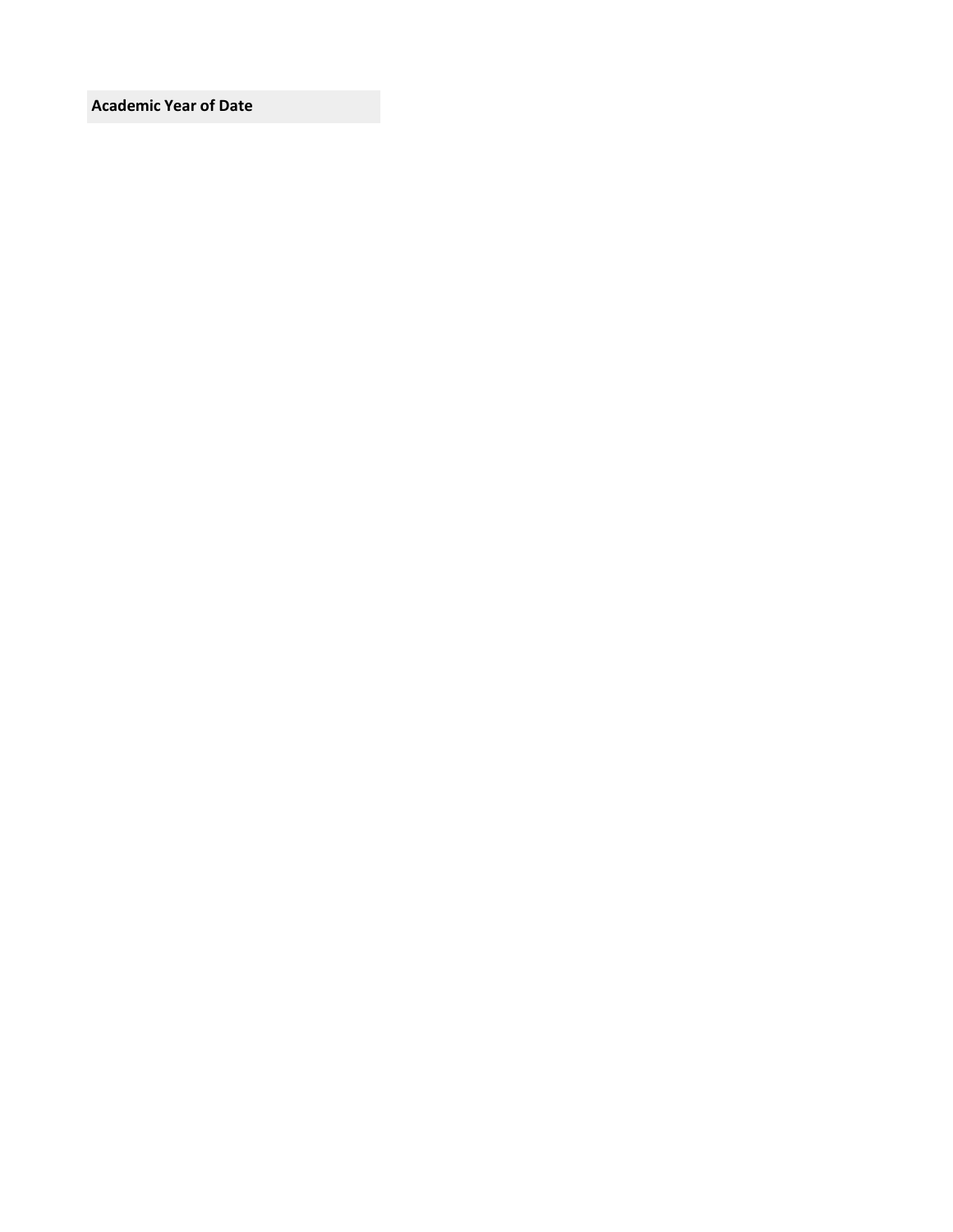**Academic Year of Date**